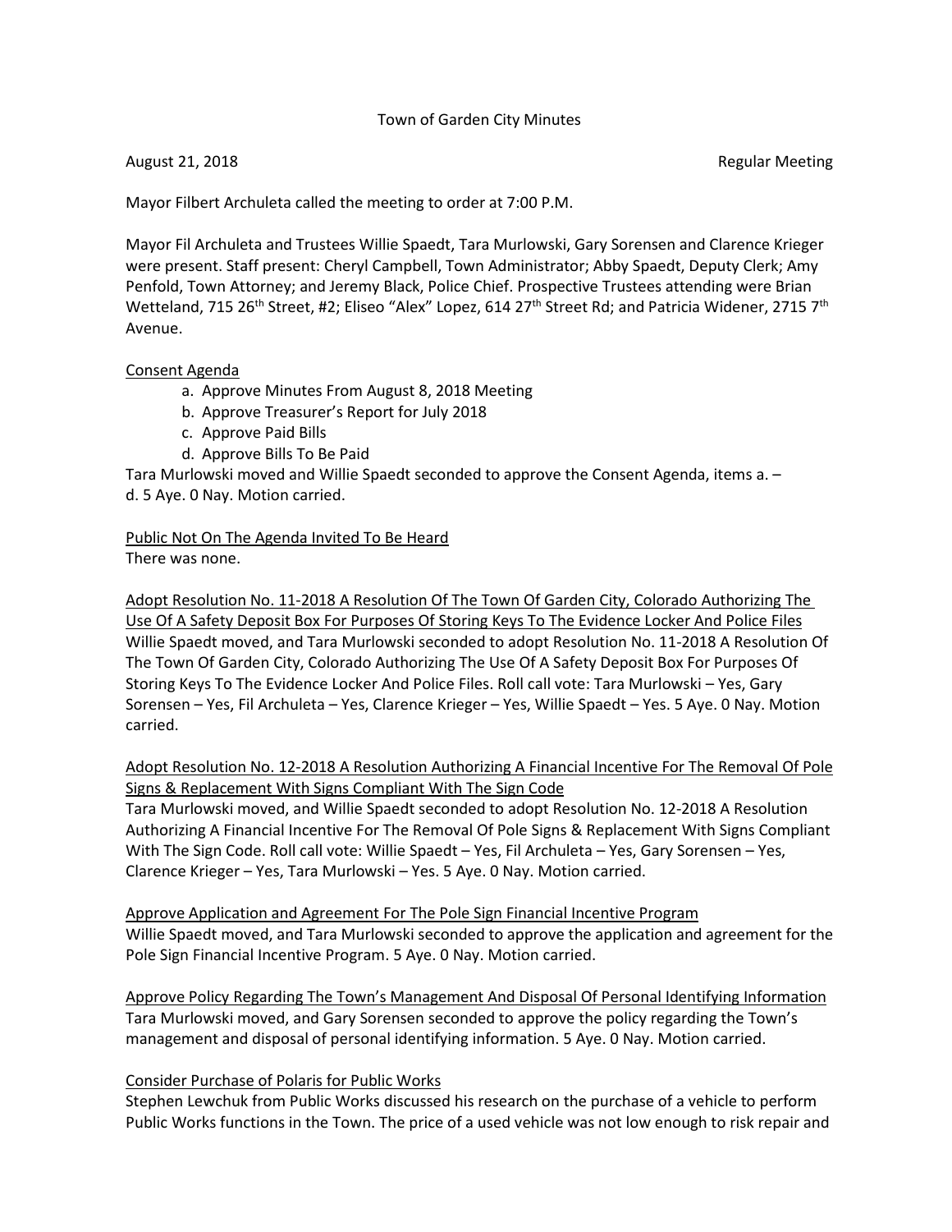Town of Garden City Minutes

August 21, 2018 Regular Meeting

Mayor Filbert Archuleta called the meeting to order at 7:00 P.M.

Mayor Fil Archuleta and Trustees Willie Spaedt, Tara Murlowski, Gary Sorensen and Clarence Krieger were present. Staff present: Cheryl Campbell, Town Administrator; Abby Spaedt, Deputy Clerk; Amy Penfold, Town Attorney; and Jeremy Black, Police Chief. Prospective Trustees attending were Brian Wetteland, 715 26th Street, #2; Eliseo "Alex" Lopez, 614 27th Street Rd; and Patricia Widener, 2715 7th Avenue.

<u>Consent Agenda</u>

a. Approve Minutes From August 8, 2018 Meeting
b. Approve Treasurer's Report for July 2018
c. Approve Paid Bills
d. Approve Bills To Be Paid

Tara Murlowski moved and Willie Spaedt seconded to approve the Consent Agenda, items a. – d. 5 Aye. 0 Nay. Motion carried.

<u>Public Not On The Agenda Invited To Be Heard</u>

There was none.

<u>Adopt Resolution No. 11-2018 A Resolution Of The Town Of Garden City, Colorado Authorizing The Use Of A Safety Deposit Box For Purposes Of Storing Keys To The Evidence Locker And Police Files</u>

Willie Spaedt moved, and Tara Murlowski seconded to adopt Resolution No. 11-2018 A Resolution Of The Town Of Garden City, Colorado Authorizing The Use Of A Safety Deposit Box For Purposes Of Storing Keys To The Evidence Locker And Police Files. Roll call vote: Tara Murlowski – Yes, Gary Sorensen – Yes, Fil Archuleta – Yes, Clarence Krieger – Yes, Willie Spaedt – Yes. 5 Aye. 0 Nay. Motion carried.

<u>Adopt Resolution No. 12-2018 A Resolution Authorizing A Financial Incentive For The Removal Of Pole Signs & Replacement With Signs Compliant With The Sign Code</u>

Tara Murlowski moved, and Willie Spaedt seconded to adopt Resolution No. 12-2018 A Resolution Authorizing A Financial Incentive For The Removal Of Pole Signs & Replacement With Signs Compliant With The Sign Code. Roll call vote: Willie Spaedt – Yes, Fil Archuleta – Yes, Gary Sorensen – Yes, Clarence Krieger – Yes, Tara Murlowski – Yes. 5 Aye. 0 Nay. Motion carried.

<u>Approve Application and Agreement For The Pole Sign Financial Incentive Program</u>

Willie Spaedt moved, and Tara Murlowski seconded to approve the application and agreement for the Pole Sign Financial Incentive Program. 5 Aye. 0 Nay. Motion carried.

<u>Approve Policy Regarding The Town's Management And Disposal Of Personal Identifying Information</u>

Tara Murlowski moved, and Gary Sorensen seconded to approve the policy regarding the Town's management and disposal of personal identifying information. 5 Aye. 0 Nay. Motion carried.

<u>Consider Purchase of Polaris for Public Works</u>

Stephen Lewchuk from Public Works discussed his research on the purchase of a vehicle to perform Public Works functions in the Town. The price of a used vehicle was not low enough to risk repair and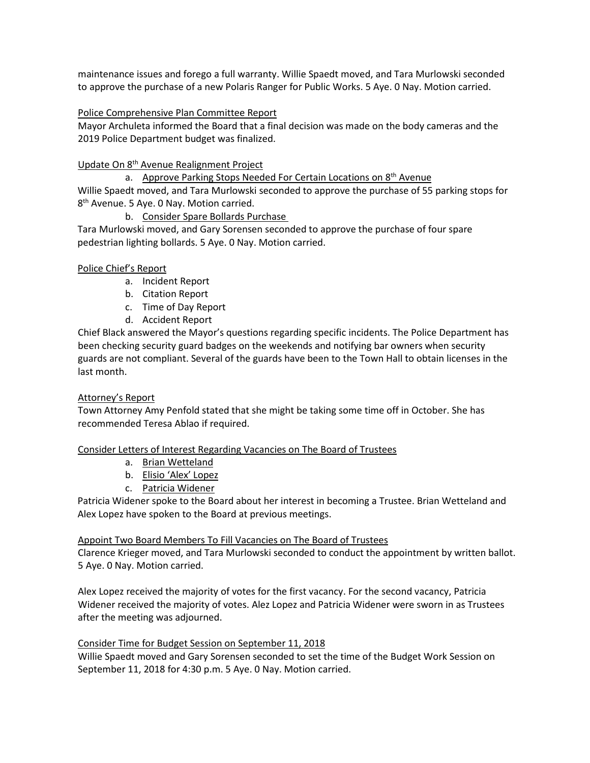maintenance issues and forego a full warranty. Willie Spaedt moved, and Tara Murlowski seconded to approve the purchase of a new Polaris Ranger for Public Works. 5 Aye. 0 Nay. Motion carried.

Police Comprehensive Plan Committee Report

Mayor Archuleta informed the Board that a final decision was made on the body cameras and the 2019 Police Department budget was finalized.

Update On 8th Avenue Realignment Project

a. Approve Parking Stops Needed For Certain Locations on 8th Avenue

Willie Spaedt moved, and Tara Murlowski seconded to approve the purchase of 55 parking stops for 8th Avenue. 5 Aye. 0 Nay. Motion carried.

b. Consider Spare Bollards Purchase

Tara Murlowski moved, and Gary Sorensen seconded to approve the purchase of four spare pedestrian lighting bollards. 5 Aye. 0 Nay. Motion carried.

Police Chief's Report

a. Incident Report
b. Citation Report
c. Time of Day Report
d. Accident Report

Chief Black answered the Mayor's questions regarding specific incidents. The Police Department has been checking security guard badges on the weekends and notifying bar owners when security guards are not compliant. Several of the guards have been to the Town Hall to obtain licenses in the last month.

Attorney's Report

Town Attorney Amy Penfold stated that she might be taking some time off in October. She has recommended Teresa Ablao if required.

Consider Letters of Interest Regarding Vacancies on The Board of Trustees

a. Brian Wetteland
b. Elisio 'Alex' Lopez
c. Patricia Widener

Patricia Widener spoke to the Board about her interest in becoming a Trustee. Brian Wetteland and Alex Lopez have spoken to the Board at previous meetings.

Appoint Two Board Members To Fill Vacancies on The Board of Trustees

Clarence Krieger moved, and Tara Murlowski seconded to conduct the appointment by written ballot. 5 Aye. 0 Nay. Motion carried.

Alex Lopez received the majority of votes for the first vacancy. For the second vacancy, Patricia Widener received the majority of votes. Alez Lopez and Patricia Widener were sworn in as Trustees after the meeting was adjourned.

Consider Time for Budget Session on September 11, 2018

Willie Spaedt moved and Gary Sorensen seconded to set the time of the Budget Work Session on September 11, 2018 for 4:30 p.m. 5 Aye. 0 Nay. Motion carried.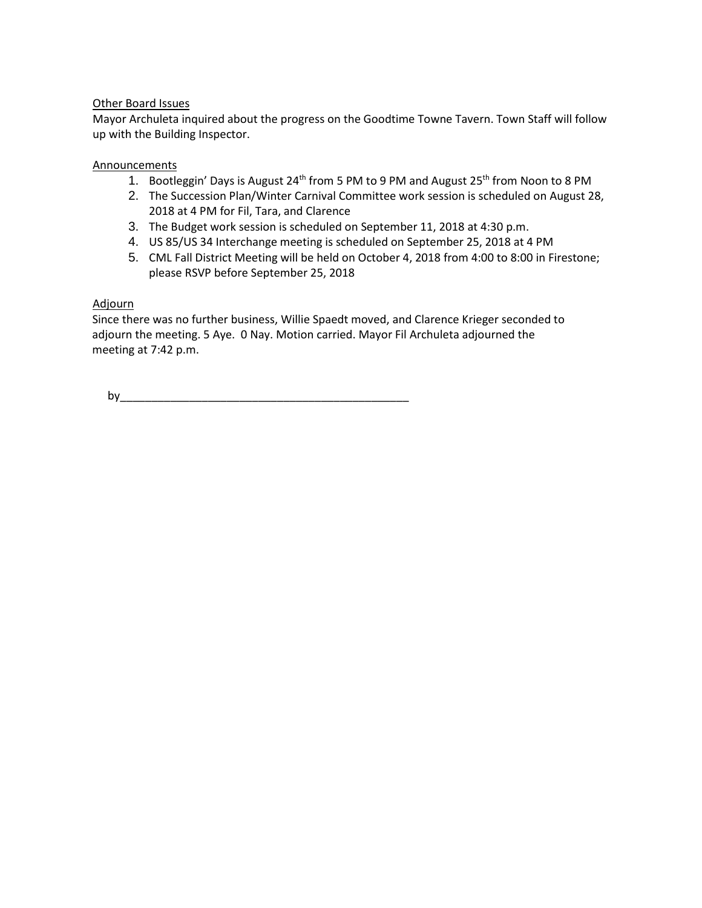Other Board Issues

Mayor Archuleta inquired about the progress on the Goodtime Towne Tavern. Town Staff will follow up with the Building Inspector.

Announcements

1. Bootleggin' Days is August 24th from 5 PM to 9 PM and August 25th from Noon to 8 PM
2. The Succession Plan/Winter Carnival Committee work session is scheduled on August 28, 2018 at 4 PM for Fil, Tara, and Clarence
3. The Budget work session is scheduled on September 11, 2018 at 4:30 p.m.
4. US 85/US 34 Interchange meeting is scheduled on September 25, 2018 at 4 PM
5. CML Fall District Meeting will be held on October 4, 2018 from 4:00 to 8:00 in Firestone; please RSVP before September 25, 2018

Adjourn

Since there was no further business, Willie Spaedt moved, and Clarence Krieger seconded to adjourn the meeting. 5 Aye. 0 Nay. Motion carried. Mayor Fil Archuleta adjourned the meeting at 7:42 p.m.

by_______________________________________________